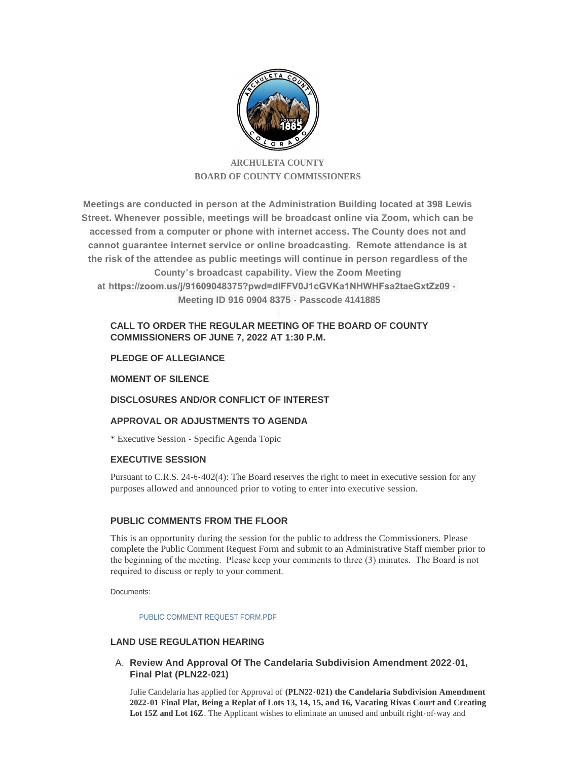ARCHULETA COUNTY
BOARD OF COUNTY COMMISSIONERS

**Meetings are conducted in person at the Administration Building located at 398 Lewis Street. Whenever possible, meetings will be broadcast online via Zoom, which can be accessed from a computer or phone with internet access. The County does not and cannot guarantee internet service or online broadcasting. Remote attendance is at the risk of the attendee as public meetings will continue in person regardless of the County's broadcast capability. View the Zoom Meeting at https://zoom.us/j/91609048375?pwd=dlFFV0J1cGVKa1NHWHFsa2taeGxtZz09 - Meeting ID 916 0904 8375 - Passcode 4141885**

### CALL TO ORDER THE REGULAR MEETING OF THE BOARD OF COUNTY COMMISSIONERS OF JUNE 7, 2022 AT 1:30 P.M.

### PLEDGE OF ALLEGIANCE

### MOMENT OF SILENCE

### DISCLOSURES AND/OR CONFLICT OF INTEREST

### APPROVAL OR ADJUSTMENTS TO AGENDA

* Executive Session - Specific Agenda Topic

### EXECUTIVE SESSION

Pursuant to C.R.S. 24-6-402(4): The Board reserves the right to meet in executive session for any purposes allowed and announced prior to voting to enter into executive session.

### PUBLIC COMMENTS FROM THE FLOOR

This is an opportunity during the session for the public to address the Commissioners. Please complete the Public Comment Request Form and submit to an Administrative Staff member prior to the beginning of the meeting. Please keep your comments to three (3) minutes. The Board is not required to discuss or reply to your comment.

Documents:

PUBLIC COMMENT REQUEST FORM.PDF

### LAND USE REGULATION HEARING

A. **Review And Approval Of The Candelaria Subdivision Amendment 2022-01, Final Plat (PLN22-021)**

Julie Candelaria has applied for Approval of **(PLN22-021) the Candelaria Subdivision Amendment 2022-01 Final Plat, Being a Replat of Lots 13, 14, 15, and 16, Vacating Rivas Court and Creating Lot 15Z and Lot 16Z**. The Applicant wishes to eliminate an unused and unbuilt right-of-way and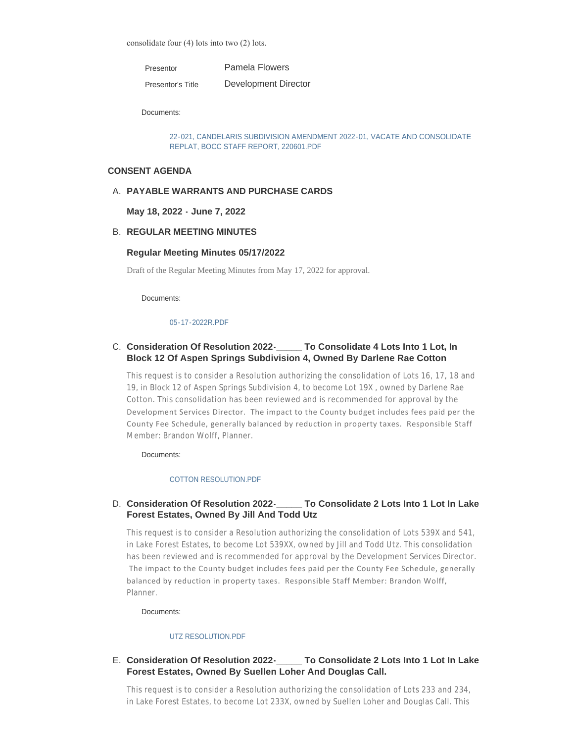consolidate four (4) lots into two (2) lots.

| Presentor | Pamela Flowers |
| --- | --- |
| Presentor's Title | Development Director |

Documents:

22-021, CANDELARIS SUBDIVISION AMENDMENT 2022-01, VACATE AND CONSOLIDATE REPLAT, BOCC STAFF REPORT, 220601.PDF

## CONSENT AGENDA

### A. PAYABLE WARRANTS AND PURCHASE CARDS

**May 18, 2022 - June 7, 2022**

### B. REGULAR MEETING MINUTES

**Regular Meeting Minutes 05/17/2022**

Draft of the Regular Meeting Minutes from May 17, 2022 for approval.

Documents:

05-17-2022R.PDF

### C. Consideration Of Resolution 2022-_____ To Consolidate 4 Lots Into 1 Lot, In Block 12 Of Aspen Springs Subdivision 4, Owned By Darlene Rae Cotton

This request is to consider a Resolution authorizing the consolidation of Lots 16, 17, 18 and 19, in Block 12 of Aspen Springs Subdivision 4, to become Lot 19X , owned by Darlene Rae Cotton. This consolidation has been reviewed and is recommended for approval by the Development Services Director. The impact to the County budget includes fees paid per the County Fee Schedule, generally balanced by reduction in property taxes. Responsible Staff Member: Brandon Wolff, Planner.

Documents:

COTTON RESOLUTION.PDF

### D. Consideration Of Resolution 2022-_____ To Consolidate 2 Lots Into 1 Lot In Lake Forest Estates, Owned By Jill And Todd Utz

This request is to consider a Resolution authorizing the consolidation of Lots 539X and 541, in Lake Forest Estates, to become Lot 539XX, owned by Jill and Todd Utz. This consolidation has been reviewed and is recommended for approval by the Development Services Director. The impact to the County budget includes fees paid per the County Fee Schedule, generally balanced by reduction in property taxes. Responsible Staff Member: Brandon Wolff, Planner.

Documents:

UTZ RESOLUTION.PDF

### E. Consideration Of Resolution 2022-_____ To Consolidate 2 Lots Into 1 Lot In Lake Forest Estates, Owned By Suellen Loher And Douglas Call.

This request is to consider a Resolution authorizing the consolidation of Lots 233 and 234, in Lake Forest Estates, to become Lot 233X, owned by Suellen Loher and Douglas Call. This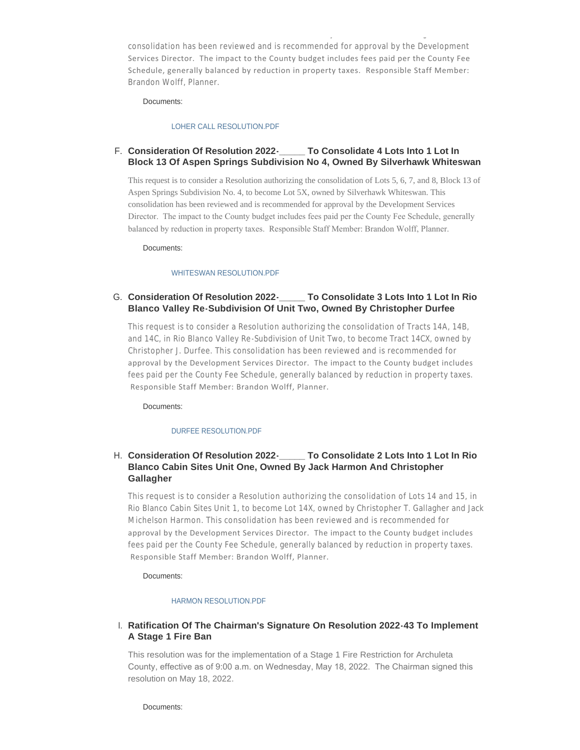consolidation has been reviewed and is recommended for approval by the Development Services Director. The impact to the County budget includes fees paid per the County Fee Schedule, generally balanced by reduction in property taxes. Responsible Staff Member: Brandon Wolff, Planner.

Documents:

LOHER CALL RESOLUTION.PDF

F. **Consideration Of Resolution 2022-_____ To Consolidate 4 Lots Into 1 Lot In Block 13 Of Aspen Springs Subdivision No 4, Owned By Silverhawk Whiteswan**

This request is to consider a Resolution authorizing the consolidation of Lots 5, 6, 7, and 8, Block 13 of Aspen Springs Subdivision No. 4, to become Lot 5X, owned by Silverhawk Whiteswan. This consolidation has been reviewed and is recommended for approval by the Development Services Director. The impact to the County budget includes fees paid per the County Fee Schedule, generally balanced by reduction in property taxes. Responsible Staff Member: Brandon Wolff, Planner.

Documents:

WHITESWAN RESOLUTION.PDF

G. **Consideration Of Resolution 2022-_____ To Consolidate 3 Lots Into 1 Lot In Rio Blanco Valley Re-Subdivision Of Unit Two, Owned By Christopher Durfee**

This request is to consider a Resolution authorizing the consolidation of Tracts 14A, 14B, and 14C, in Rio Blanco Valley Re-Subdivision of Unit Two, to become Tract 14CX, owned by Christopher J. Durfee. This consolidation has been reviewed and is recommended for approval by the Development Services Director. The impact to the County budget includes fees paid per the County Fee Schedule, generally balanced by reduction in property taxes. Responsible Staff Member: Brandon Wolff, Planner.

Documents:

DURFEE RESOLUTION.PDF

H. **Consideration Of Resolution 2022-_____ To Consolidate 2 Lots Into 1 Lot In Rio Blanco Cabin Sites Unit One, Owned By Jack Harmon And Christopher Gallagher**

This request is to consider a Resolution authorizing the consolidation of Lots 14 and 15, in Rio Blanco Cabin Sites Unit 1, to become Lot 14X, owned by Christopher T. Gallagher and Jack Michelson Harmon. This consolidation has been reviewed and is recommended for approval by the Development Services Director. The impact to the County budget includes fees paid per the County Fee Schedule, generally balanced by reduction in property taxes. Responsible Staff Member: Brandon Wolff, Planner.

Documents:

HARMON RESOLUTION.PDF

I. **Ratification Of The Chairman's Signature On Resolution 2022-43 To Implement A Stage 1 Fire Ban**

This resolution was for the implementation of a Stage 1 Fire Restriction for Archuleta County, effective as of 9:00 a.m. on Wednesday, May 18, 2022. The Chairman signed this resolution on May 18, 2022.

Documents: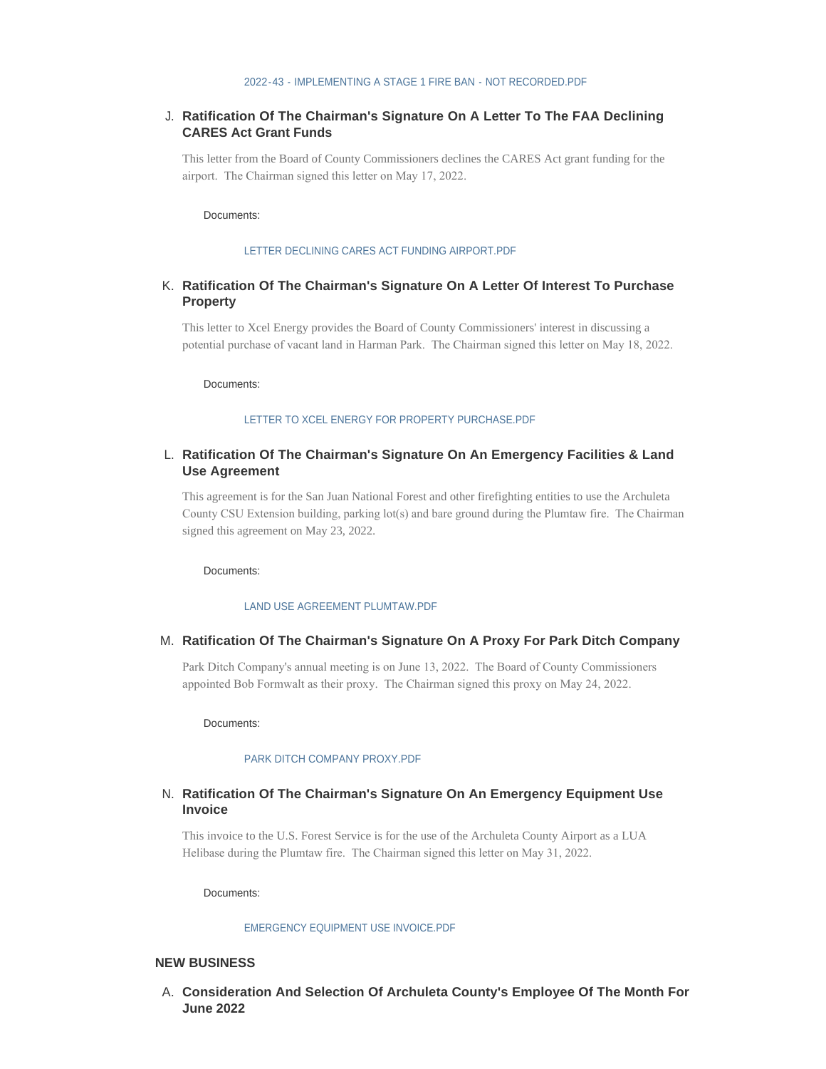2022-43 - IMPLEMENTING A STAGE 1 FIRE BAN - NOT RECORDED.PDF

J. **Ratification Of The Chairman's Signature On A Letter To The FAA Declining CARES Act Grant Funds**

   This letter from the Board of County Commissioners declines the CARES Act grant funding for the airport. The Chairman signed this letter on May 17, 2022.

   Documents:

   LETTER DECLINING CARES ACT FUNDING AIRPORT.PDF

K. **Ratification Of The Chairman's Signature On A Letter Of Interest To Purchase Property**

   This letter to Xcel Energy provides the Board of County Commissioners' interest in discussing a potential purchase of vacant land in Harman Park. The Chairman signed this letter on May 18, 2022.

   Documents:

   LETTER TO XCEL ENERGY FOR PROPERTY PURCHASE.PDF

L. **Ratification Of The Chairman's Signature On An Emergency Facilities & Land Use Agreement**

   This agreement is for the San Juan National Forest and other firefighting entities to use the Archuleta County CSU Extension building, parking lot(s) and bare ground during the Plumtaw fire. The Chairman signed this agreement on May 23, 2022.

   Documents:

   LAND USE AGREEMENT PLUMTAW.PDF

M. **Ratification Of The Chairman's Signature On A Proxy For Park Ditch Company**

   Park Ditch Company's annual meeting is on June 13, 2022. The Board of County Commissioners appointed Bob Formwalt as their proxy. The Chairman signed this proxy on May 24, 2022.

   Documents:

   PARK DITCH COMPANY PROXY.PDF

N. **Ratification Of The Chairman's Signature On An Emergency Equipment Use Invoice**

   This invoice to the U.S. Forest Service is for the use of the Archuleta County Airport as a LUA Helibase during the Plumtaw fire. The Chairman signed this letter on May 31, 2022.

   Documents:

   EMERGENCY EQUIPMENT USE INVOICE.PDF

## NEW BUSINESS

A. **Consideration And Selection Of Archuleta County's Employee Of The Month For June 2022**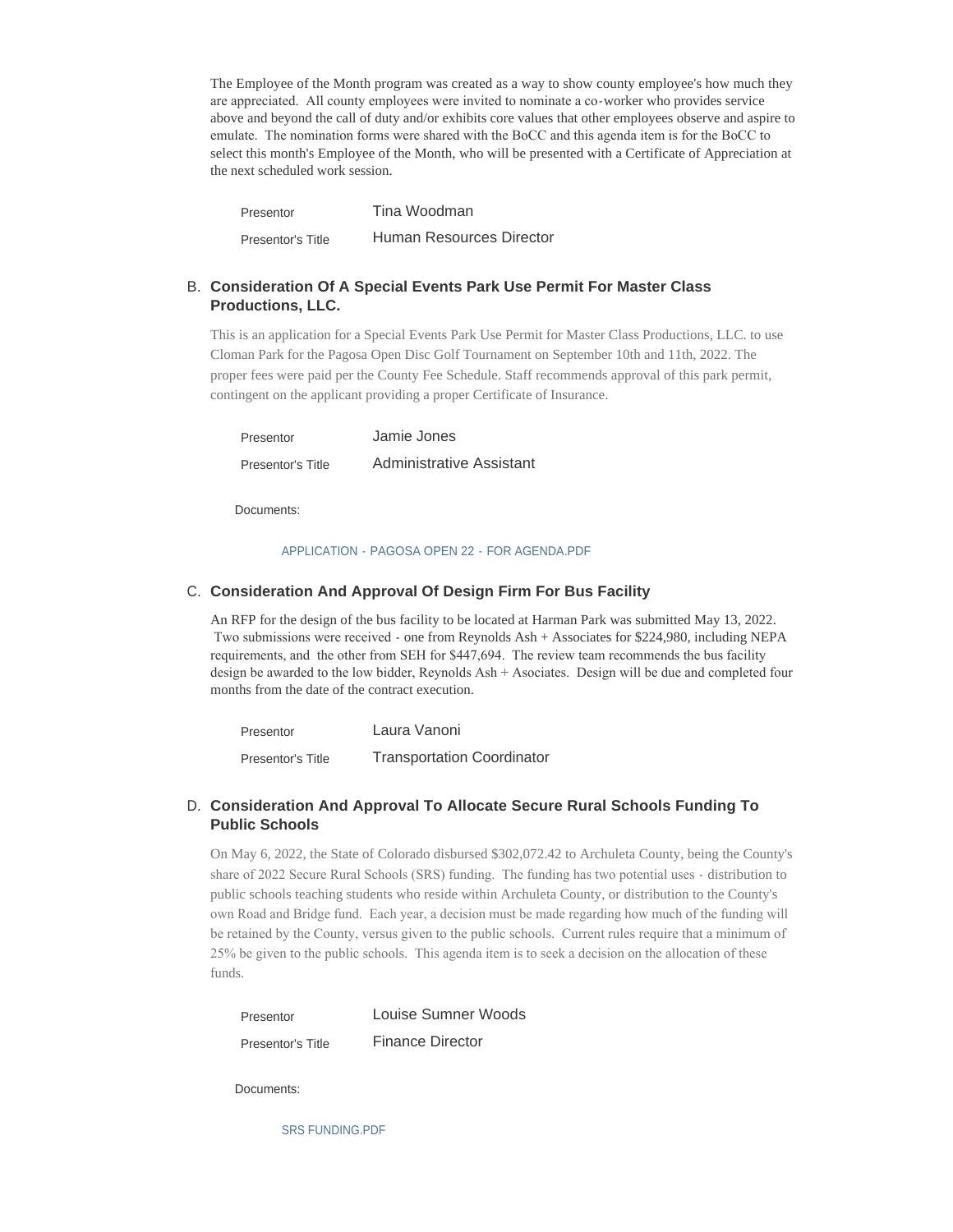The Employee of the Month program was created as a way to show county employee's how much they are appreciated. All county employees were invited to nominate a co-worker who provides service above and beyond the call of duty and/or exhibits core values that other employees observe and aspire to emulate. The nomination forms were shared with the BoCC and this agenda item is for the BoCC to select this month's Employee of the Month, who will be presented with a Certificate of Appreciation at the next scheduled work session.

| Presentor | Tina Woodman |
|---|---|
| Presentor's Title | Human Resources Director |

### B. Consideration Of A Special Events Park Use Permit For Master Class Productions, LLC.

This is an application for a Special Events Park Use Permit for Master Class Productions, LLC. to use Cloman Park for the Pagosa Open Disc Golf Tournament on September 10th and 11th, 2022. The proper fees were paid per the County Fee Schedule. Staff recommends approval of this park permit, contingent on the applicant providing a proper Certificate of Insurance.

| Presentor | Jamie Jones |
|---|---|
| Presentor's Title | Administrative Assistant |

Documents:

APPLICATION - PAGOSA OPEN 22 - FOR AGENDA.PDF

### C. Consideration And Approval Of Design Firm For Bus Facility

An RFP for the design of the bus facility to be located at Harman Park was submitted May 13, 2022. Two submissions were received - one from Reynolds Ash + Associates for $224,980, including NEPA requirements, and the other from SEH for $447,694. The review team recommends the bus facility design be awarded to the low bidder, Reynolds Ash + Asociates. Design will be due and completed four months from the date of the contract execution.

| Presentor | Laura Vanoni |
|---|---|
| Presentor's Title | Transportation Coordinator |

### D. Consideration And Approval To Allocate Secure Rural Schools Funding To Public Schools

On May 6, 2022, the State of Colorado disbursed $302,072.42 to Archuleta County, being the County's share of 2022 Secure Rural Schools (SRS) funding. The funding has two potential uses - distribution to public schools teaching students who reside within Archuleta County, or distribution to the County's own Road and Bridge fund. Each year, a decision must be made regarding how much of the funding will be retained by the County, versus given to the public schools. Current rules require that a minimum of 25% be given to the public schools. This agenda item is to seek a decision on the allocation of these funds.

| Presentor | Louise Sumner Woods |
|---|---|
| Presentor's Title | Finance Director |

Documents:

SRS FUNDING.PDF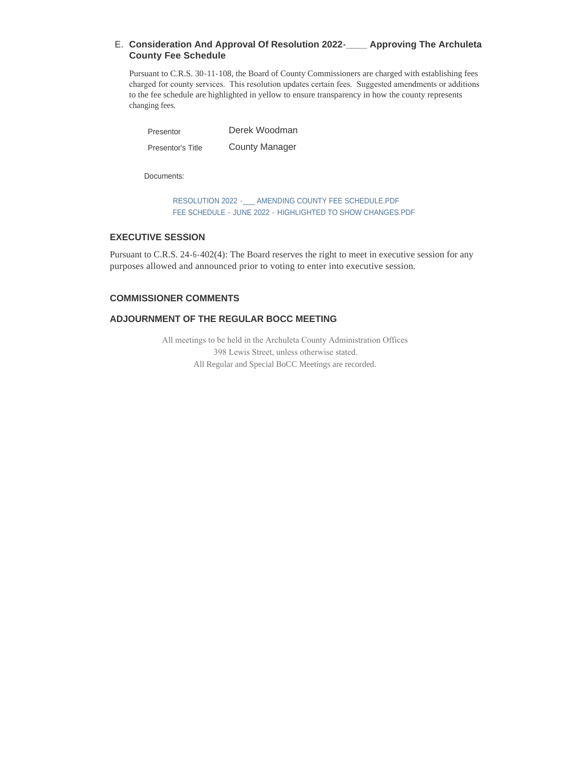E. **Consideration And Approval Of Resolution 2022-____ Approving The Archuleta County Fee Schedule**

Pursuant to C.R.S. 30-11-108, the Board of County Commissioners are charged with establishing fees charged for county services. This resolution updates certain fees. Suggested amendments or additions to the fee schedule are highlighted in yellow to ensure transparency in how the county represents changing fees.

| | |
|---|---|
| Presentor | Derek Woodman |
| Presentor's Title | County Manager |

Documents:

RESOLUTION 2022 -___ AMENDING COUNTY FEE SCHEDULE.PDF
FEE SCHEDULE - JUNE 2022 - HIGHLIGHTED TO SHOW CHANGES.PDF

## EXECUTIVE SESSION

Pursuant to C.R.S. 24-6-402(4): The Board reserves the right to meet in executive session for any purposes allowed and announced prior to voting to enter into executive session.

## COMMISSIONER COMMENTS

## ADJOURNMENT OF THE REGULAR BOCC MEETING

All meetings to be held in the Archuleta County Administration Offices
398 Lewis Street, unless otherwise stated.
All Regular and Special BoCC Meetings are recorded.